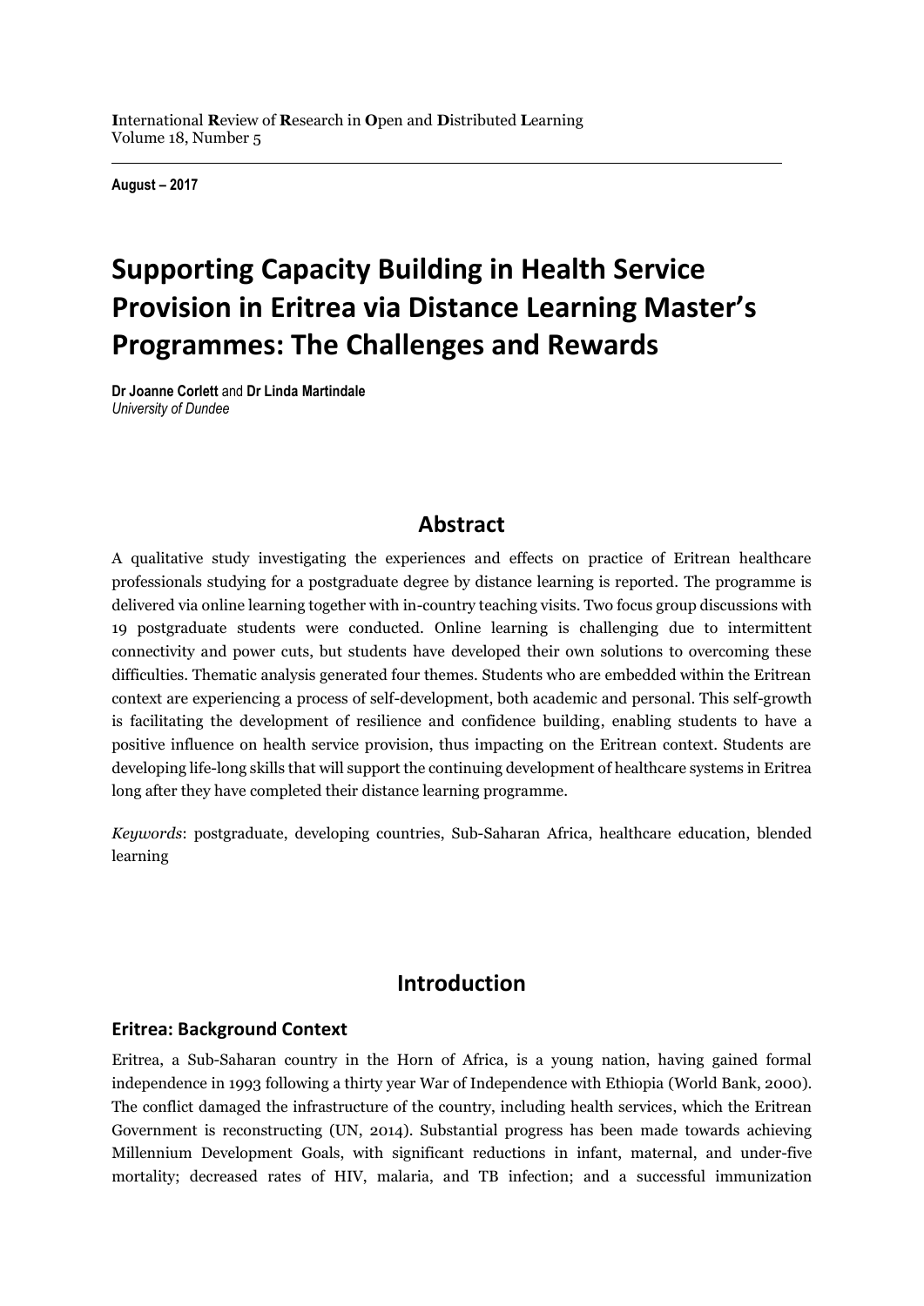**I**nternational **R**eview of **R**esearch in **O**pen and **D**istributed **L**earning
Volume 18, Number 5

**August – 2017**

# Supporting Capacity Building in Health Service Provision in Eritrea via Distance Learning Master's Programmes: The Challenges and Rewards

**Dr Joanne Corlett** and **Dr Linda Martindale**
*University of Dundee*

## Abstract

A qualitative study investigating the experiences and effects on practice of Eritrean healthcare professionals studying for a postgraduate degree by distance learning is reported. The programme is delivered via online learning together with in-country teaching visits. Two focus group discussions with 19 postgraduate students were conducted. Online learning is challenging due to intermittent connectivity and power cuts, but students have developed their own solutions to overcoming these difficulties. Thematic analysis generated four themes. Students who are embedded within the Eritrean context are experiencing a process of self-development, both academic and personal. This self-growth is facilitating the development of resilience and confidence building, enabling students to have a positive influence on health service provision, thus impacting on the Eritrean context. Students are developing life-long skills that will support the continuing development of healthcare systems in Eritrea long after they have completed their distance learning programme.

*Keywords*: postgraduate, developing countries, Sub-Saharan Africa, healthcare education, blended learning

## Introduction

### Eritrea: Background Context

Eritrea, a Sub-Saharan country in the Horn of Africa, is a young nation, having gained formal independence in 1993 following a thirty year War of Independence with Ethiopia (World Bank, 2000). The conflict damaged the infrastructure of the country, including health services, which the Eritrean Government is reconstructing (UN, 2014). Substantial progress has been made towards achieving Millennium Development Goals, with significant reductions in infant, maternal, and under-five mortality; decreased rates of HIV, malaria, and TB infection; and a successful immunization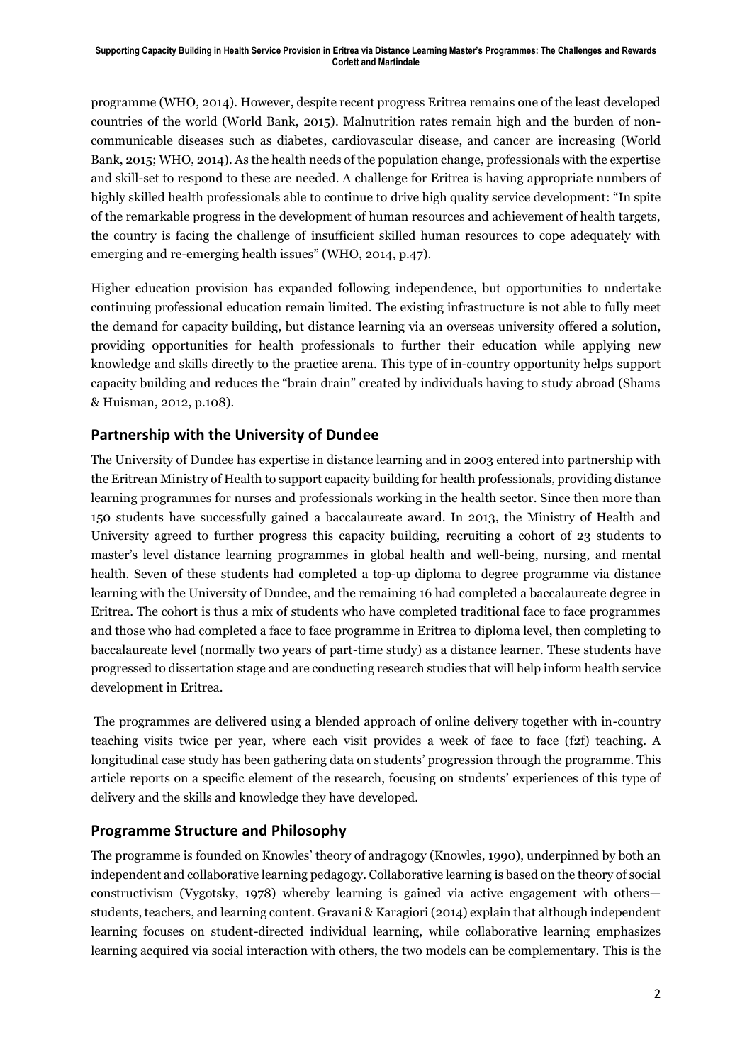programme (WHO, 2014). However, despite recent progress Eritrea remains one of the least developed countries of the world (World Bank, 2015). Malnutrition rates remain high and the burden of non-communicable diseases such as diabetes, cardiovascular disease, and cancer are increasing (World Bank, 2015; WHO, 2014). As the health needs of the population change, professionals with the expertise and skill-set to respond to these are needed. A challenge for Eritrea is having appropriate numbers of highly skilled health professionals able to continue to drive high quality service development: "In spite of the remarkable progress in the development of human resources and achievement of health targets, the country is facing the challenge of insufficient skilled human resources to cope adequately with emerging and re-emerging health issues" (WHO, 2014, p.47).

Higher education provision has expanded following independence, but opportunities to undertake continuing professional education remain limited. The existing infrastructure is not able to fully meet the demand for capacity building, but distance learning via an overseas university offered a solution, providing opportunities for health professionals to further their education while applying new knowledge and skills directly to the practice arena. This type of in-country opportunity helps support capacity building and reduces the "brain drain" created by individuals having to study abroad (Shams & Huisman, 2012, p.108).

## Partnership with the University of Dundee

The University of Dundee has expertise in distance learning and in 2003 entered into partnership with the Eritrean Ministry of Health to support capacity building for health professionals, providing distance learning programmes for nurses and professionals working in the health sector. Since then more than 150 students have successfully gained a baccalaureate award. In 2013, the Ministry of Health and University agreed to further progress this capacity building, recruiting a cohort of 23 students to master's level distance learning programmes in global health and well-being, nursing, and mental health. Seven of these students had completed a top-up diploma to degree programme via distance learning with the University of Dundee, and the remaining 16 had completed a baccalaureate degree in Eritrea. The cohort is thus a mix of students who have completed traditional face to face programmes and those who had completed a face to face programme in Eritrea to diploma level, then completing to baccalaureate level (normally two years of part-time study) as a distance learner. These students have progressed to dissertation stage and are conducting research studies that will help inform health service development in Eritrea.

The programmes are delivered using a blended approach of online delivery together with in-country teaching visits twice per year, where each visit provides a week of face to face (f2f) teaching. A longitudinal case study has been gathering data on students' progression through the programme. This article reports on a specific element of the research, focusing on students' experiences of this type of delivery and the skills and knowledge they have developed.

## Programme Structure and Philosophy

The programme is founded on Knowles' theory of andragogy (Knowles, 1990), underpinned by both an independent and collaborative learning pedagogy. Collaborative learning is based on the theory of social constructivism (Vygotsky, 1978) whereby learning is gained via active engagement with others—students, teachers, and learning content. Gravani & Karagiori (2014) explain that although independent learning focuses on student-directed individual learning, while collaborative learning emphasizes learning acquired via social interaction with others, the two models can be complementary. This is the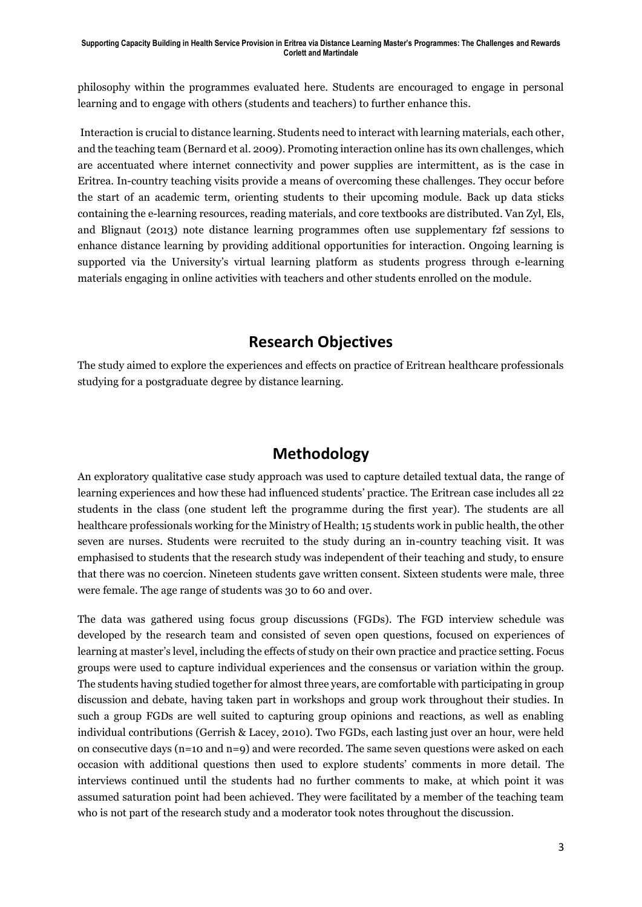philosophy within the programmes evaluated here. Students are encouraged to engage in personal learning and to engage with others (students and teachers) to further enhance this.

Interaction is crucial to distance learning. Students need to interact with learning materials, each other, and the teaching team (Bernard et al. 2009). Promoting interaction online has its own challenges, which are accentuated where internet connectivity and power supplies are intermittent, as is the case in Eritrea. In-country teaching visits provide a means of overcoming these challenges. They occur before the start of an academic term, orienting students to their upcoming module. Back up data sticks containing the e-learning resources, reading materials, and core textbooks are distributed. Van Zyl, Els, and Blignaut (2013) note distance learning programmes often use supplementary f2f sessions to enhance distance learning by providing additional opportunities for interaction. Ongoing learning is supported via the University's virtual learning platform as students progress through e-learning materials engaging in online activities with teachers and other students enrolled on the module.

## Research Objectives

The study aimed to explore the experiences and effects on practice of Eritrean healthcare professionals studying for a postgraduate degree by distance learning.

## Methodology

An exploratory qualitative case study approach was used to capture detailed textual data, the range of learning experiences and how these had influenced students' practice. The Eritrean case includes all 22 students in the class (one student left the programme during the first year). The students are all healthcare professionals working for the Ministry of Health; 15 students work in public health, the other seven are nurses. Students were recruited to the study during an in-country teaching visit. It was emphasised to students that the research study was independent of their teaching and study, to ensure that there was no coercion. Nineteen students gave written consent. Sixteen students were male, three were female. The age range of students was 30 to 60 and over.

The data was gathered using focus group discussions (FGDs). The FGD interview schedule was developed by the research team and consisted of seven open questions, focused on experiences of learning at master's level, including the effects of study on their own practice and practice setting. Focus groups were used to capture individual experiences and the consensus or variation within the group. The students having studied together for almost three years, are comfortable with participating in group discussion and debate, having taken part in workshops and group work throughout their studies. In such a group FGDs are well suited to capturing group opinions and reactions, as well as enabling individual contributions (Gerrish & Lacey, 2010). Two FGDs, each lasting just over an hour, were held on consecutive days (n=10 and n=9) and were recorded. The same seven questions were asked on each occasion with additional questions then used to explore students' comments in more detail. The interviews continued until the students had no further comments to make, at which point it was assumed saturation point had been achieved. They were facilitated by a member of the teaching team who is not part of the research study and a moderator took notes throughout the discussion.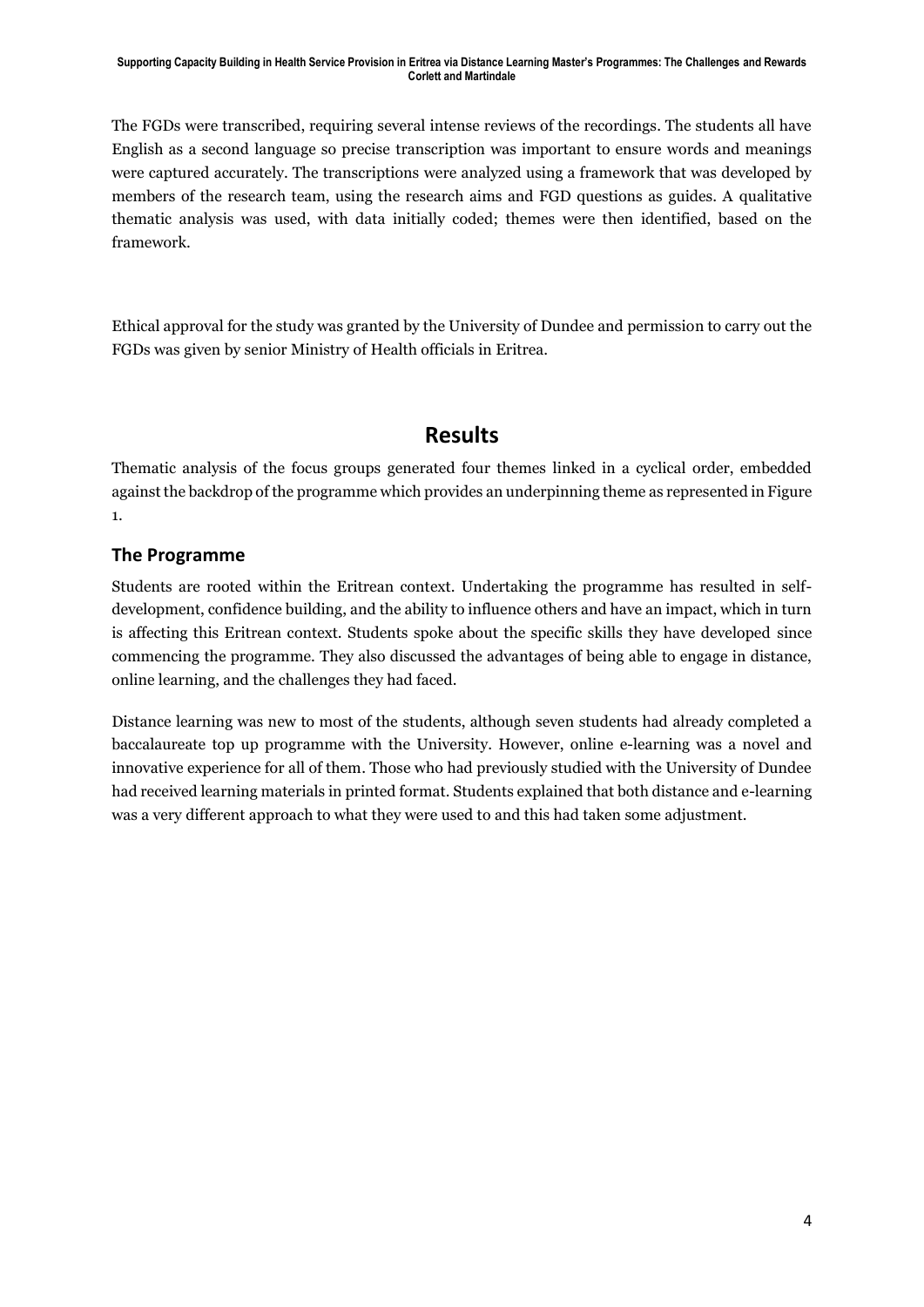The FGDs were transcribed, requiring several intense reviews of the recordings. The students all have English as a second language so precise transcription was important to ensure words and meanings were captured accurately. The transcriptions were analyzed using a framework that was developed by members of the research team, using the research aims and FGD questions as guides. A qualitative thematic analysis was used, with data initially coded; themes were then identified, based on the framework.

Ethical approval for the study was granted by the University of Dundee and permission to carry out the FGDs was given by senior Ministry of Health officials in Eritrea.

# Results

Thematic analysis of the focus groups generated four themes linked in a cyclical order, embedded against the backdrop of the programme which provides an underpinning theme as represented in Figure 1.

## The Programme

Students are rooted within the Eritrean context. Undertaking the programme has resulted in self-development, confidence building, and the ability to influence others and have an impact, which in turn is affecting this Eritrean context. Students spoke about the specific skills they have developed since commencing the programme. They also discussed the advantages of being able to engage in distance, online learning, and the challenges they had faced.

Distance learning was new to most of the students, although seven students had already completed a baccalaureate top up programme with the University. However, online e-learning was a novel and innovative experience for all of them. Those who had previously studied with the University of Dundee had received learning materials in printed format. Students explained that both distance and e-learning was a very different approach to what they were used to and this had taken some adjustment.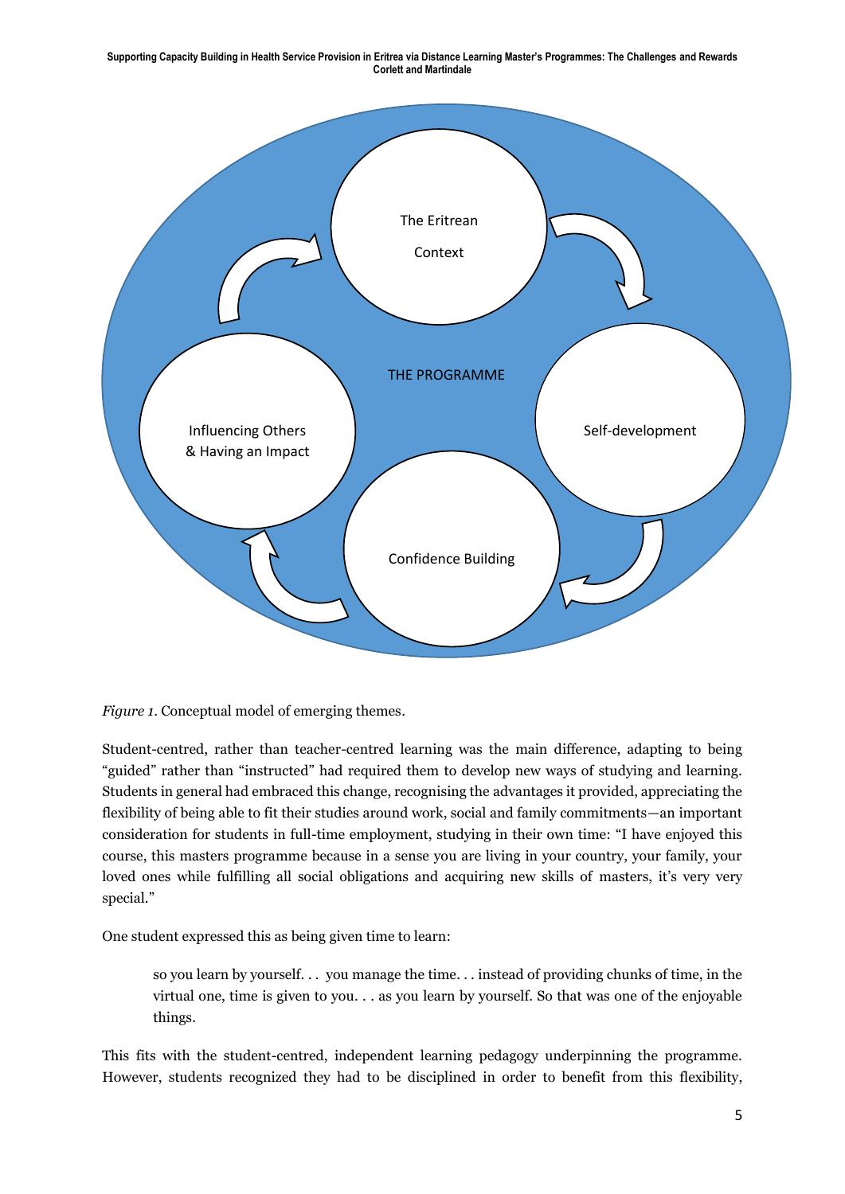*Figure 1*. Conceptual model of emerging themes.

Student-centred, rather than teacher-centred learning was the main difference, adapting to being "guided" rather than "instructed" had required them to develop new ways of studying and learning. Students in general had embraced this change, recognising the advantages it provided, appreciating the flexibility of being able to fit their studies around work, social and family commitments—an important consideration for students in full-time employment, studying in their own time: "I have enjoyed this course, this masters programme because in a sense you are living in your country, your family, your loved ones while fulfilling all social obligations and acquiring new skills of masters, it's very very special."

One student expressed this as being given time to learn:

> so you learn by yourself. . . you manage the time. . . instead of providing chunks of time, in the virtual one, time is given to you. . . as you learn by yourself. So that was one of the enjoyable things.

This fits with the student-centred, independent learning pedagogy underpinning the programme. However, students recognized they had to be disciplined in order to benefit from this flexibility,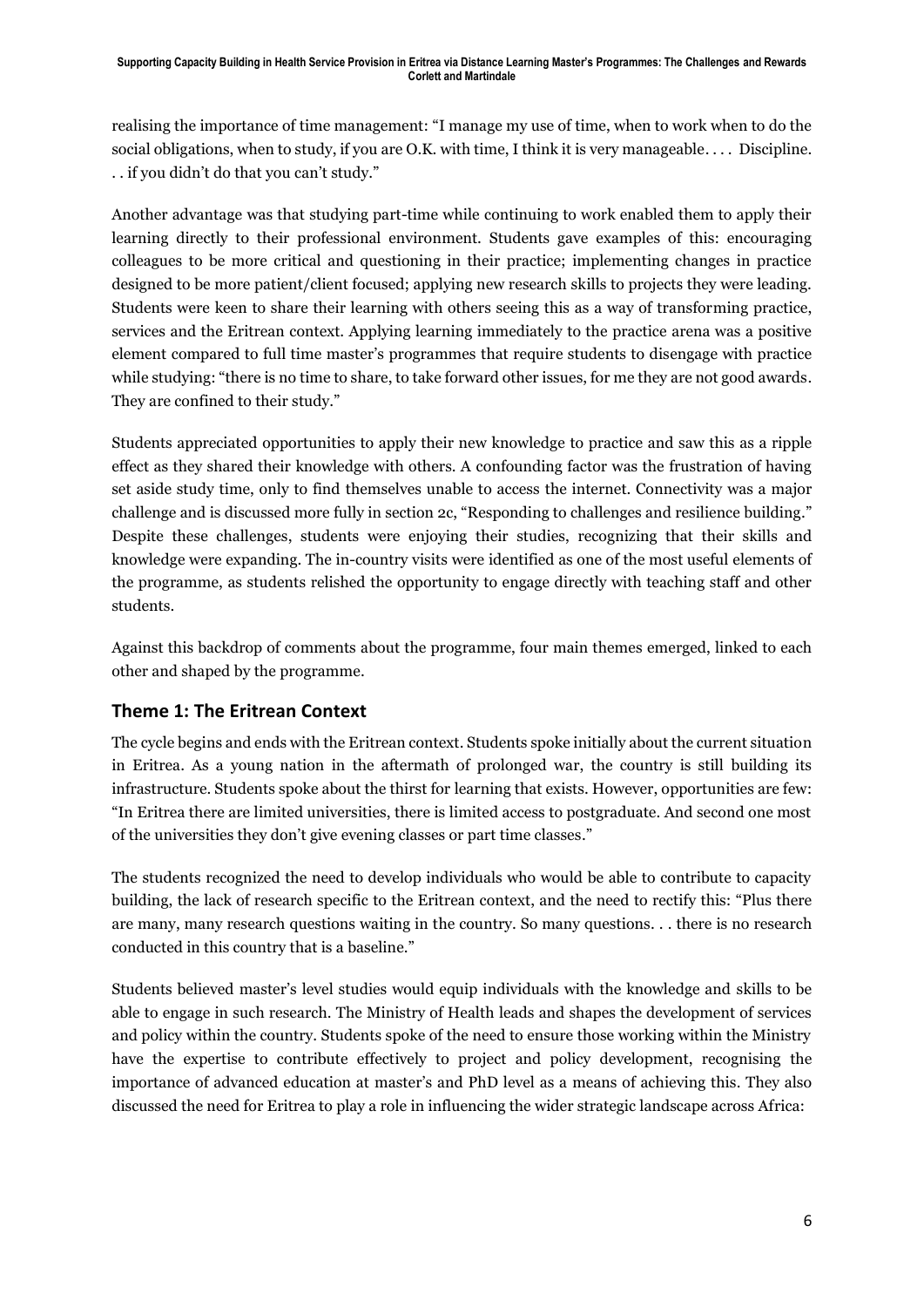realising the importance of time management: "I manage my use of time, when to work when to do the social obligations, when to study, if you are O.K. with time, I think it is very manageable. . . . Discipline. . . if you didn't do that you can't study."

Another advantage was that studying part-time while continuing to work enabled them to apply their learning directly to their professional environment. Students gave examples of this: encouraging colleagues to be more critical and questioning in their practice; implementing changes in practice designed to be more patient/client focused; applying new research skills to projects they were leading. Students were keen to share their learning with others seeing this as a way of transforming practice, services and the Eritrean context. Applying learning immediately to the practice arena was a positive element compared to full time master's programmes that require students to disengage with practice while studying: "there is no time to share, to take forward other issues, for me they are not good awards. They are confined to their study."

Students appreciated opportunities to apply their new knowledge to practice and saw this as a ripple effect as they shared their knowledge with others. A confounding factor was the frustration of having set aside study time, only to find themselves unable to access the internet. Connectivity was a major challenge and is discussed more fully in section 2c, "Responding to challenges and resilience building." Despite these challenges, students were enjoying their studies, recognizing that their skills and knowledge were expanding. The in-country visits were identified as one of the most useful elements of the programme, as students relished the opportunity to engage directly with teaching staff and other students.

Against this backdrop of comments about the programme, four main themes emerged, linked to each other and shaped by the programme.

## Theme 1: The Eritrean Context

The cycle begins and ends with the Eritrean context. Students spoke initially about the current situation in Eritrea. As a young nation in the aftermath of prolonged war, the country is still building its infrastructure. Students spoke about the thirst for learning that exists. However, opportunities are few: "In Eritrea there are limited universities, there is limited access to postgraduate. And second one most of the universities they don't give evening classes or part time classes."

The students recognized the need to develop individuals who would be able to contribute to capacity building, the lack of research specific to the Eritrean context, and the need to rectify this: "Plus there are many, many research questions waiting in the country. So many questions. . . there is no research conducted in this country that is a baseline."

Students believed master's level studies would equip individuals with the knowledge and skills to be able to engage in such research. The Ministry of Health leads and shapes the development of services and policy within the country. Students spoke of the need to ensure those working within the Ministry have the expertise to contribute effectively to project and policy development, recognising the importance of advanced education at master's and PhD level as a means of achieving this. They also discussed the need for Eritrea to play a role in influencing the wider strategic landscape across Africa: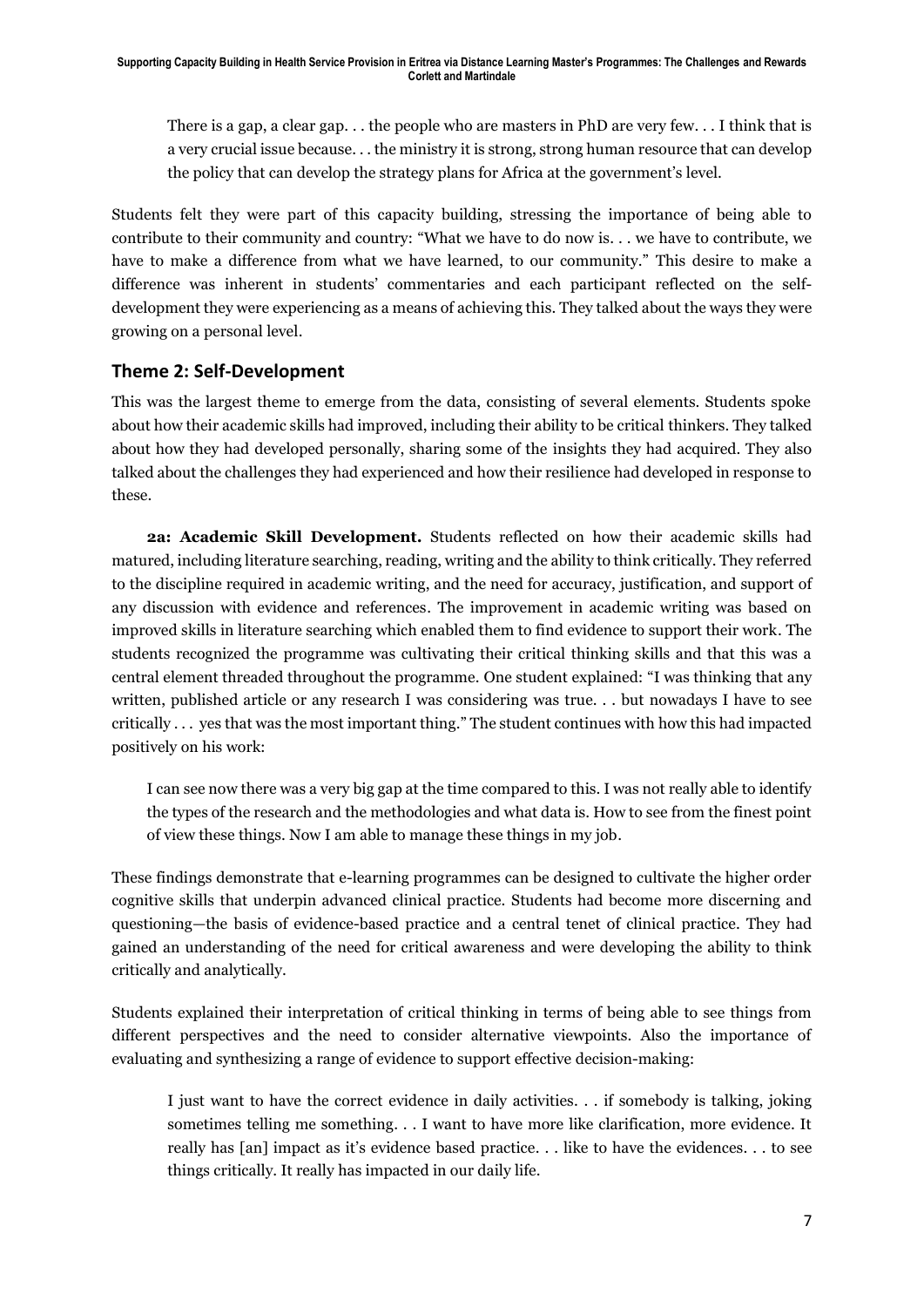> There is a gap, a clear gap. . . the people who are masters in PhD are very few. . . I think that is a very crucial issue because. . . the ministry it is strong, strong human resource that can develop the policy that can develop the strategy plans for Africa at the government's level.

Students felt they were part of this capacity building, stressing the importance of being able to contribute to their community and country: "What we have to do now is. . . we have to contribute, we have to make a difference from what we have learned, to our community." This desire to make a difference was inherent in students' commentaries and each participant reflected on the self-development they were experiencing as a means of achieving this. They talked about the ways they were growing on a personal level.

## Theme 2: Self-Development

This was the largest theme to emerge from the data, consisting of several elements. Students spoke about how their academic skills had improved, including their ability to be critical thinkers. They talked about how they had developed personally, sharing some of the insights they had acquired. They also talked about the challenges they had experienced and how their resilience had developed in response to these.

**2a: Academic Skill Development.** Students reflected on how their academic skills had matured, including literature searching, reading, writing and the ability to think critically. They referred to the discipline required in academic writing, and the need for accuracy, justification, and support of any discussion with evidence and references. The improvement in academic writing was based on improved skills in literature searching which enabled them to find evidence to support their work. The students recognized the programme was cultivating their critical thinking skills and that this was a central element threaded throughout the programme. One student explained: "I was thinking that any written, published article or any research I was considering was true. . . but nowadays I have to see critically . . . yes that was the most important thing." The student continues with how this had impacted positively on his work:

> I can see now there was a very big gap at the time compared to this. I was not really able to identify the types of the research and the methodologies and what data is. How to see from the finest point of view these things. Now I am able to manage these things in my job.

These findings demonstrate that e-learning programmes can be designed to cultivate the higher order cognitive skills that underpin advanced clinical practice. Students had become more discerning and questioning—the basis of evidence-based practice and a central tenet of clinical practice. They had gained an understanding of the need for critical awareness and were developing the ability to think critically and analytically.

Students explained their interpretation of critical thinking in terms of being able to see things from different perspectives and the need to consider alternative viewpoints. Also the importance of evaluating and synthesizing a range of evidence to support effective decision-making:

> I just want to have the correct evidence in daily activities. . . if somebody is talking, joking sometimes telling me something. . . I want to have more like clarification, more evidence. It really has [an] impact as it's evidence based practice. . . like to have the evidences. . . to see things critically. It really has impacted in our daily life.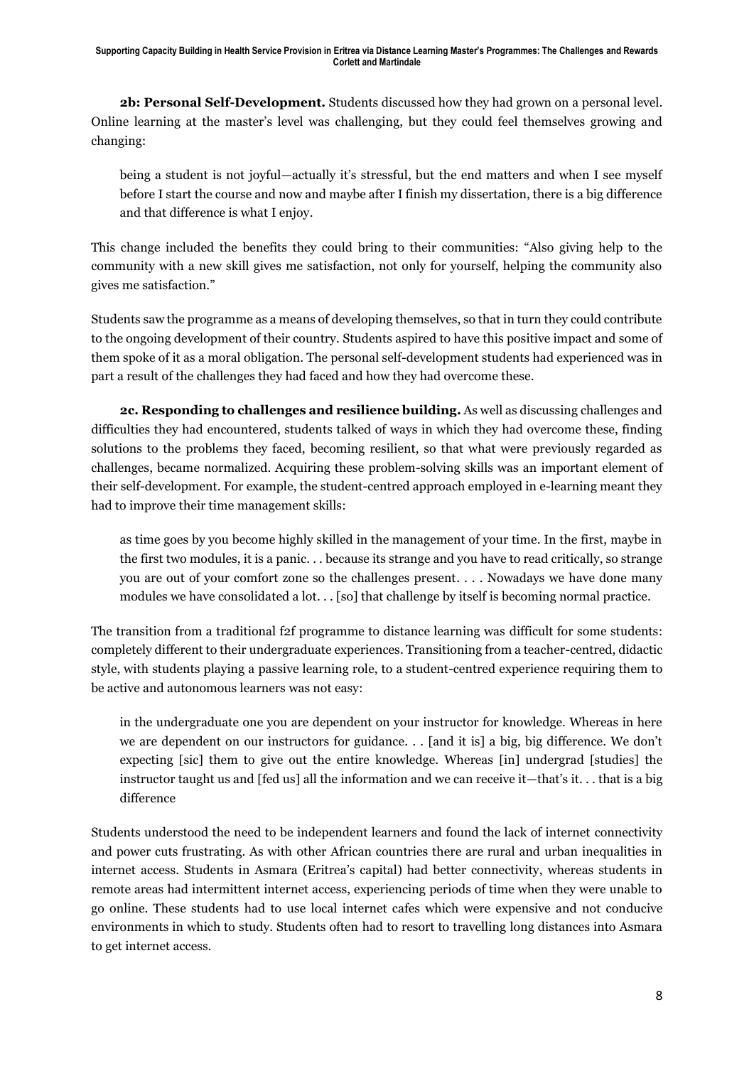**2b: Personal Self-Development.** Students discussed how they had grown on a personal level. Online learning at the master's level was challenging, but they could feel themselves growing and changing:

> being a student is not joyful—actually it's stressful, but the end matters and when I see myself before I start the course and now and maybe after I finish my dissertation, there is a big difference and that difference is what I enjoy.

This change included the benefits they could bring to their communities: "Also giving help to the community with a new skill gives me satisfaction, not only for yourself, helping the community also gives me satisfaction."

Students saw the programme as a means of developing themselves, so that in turn they could contribute to the ongoing development of their country. Students aspired to have this positive impact and some of them spoke of it as a moral obligation. The personal self-development students had experienced was in part a result of the challenges they had faced and how they had overcome these.

**2c. Responding to challenges and resilience building.** As well as discussing challenges and difficulties they had encountered, students talked of ways in which they had overcome these, finding solutions to the problems they faced, becoming resilient, so that what were previously regarded as challenges, became normalized. Acquiring these problem-solving skills was an important element of their self-development. For example, the student-centred approach employed in e-learning meant they had to improve their time management skills:

> as time goes by you become highly skilled in the management of your time. In the first, maybe in the first two modules, it is a panic. . . because its strange and you have to read critically, so strange you are out of your comfort zone so the challenges present. . . . Nowadays we have done many modules we have consolidated a lot. . . [so] that challenge by itself is becoming normal practice.

The transition from a traditional f2f programme to distance learning was difficult for some students: completely different to their undergraduate experiences. Transitioning from a teacher-centred, didactic style, with students playing a passive learning role, to a student-centred experience requiring them to be active and autonomous learners was not easy:

> in the undergraduate one you are dependent on your instructor for knowledge. Whereas in here we are dependent on our instructors for guidance. . . [and it is] a big, big difference. We don't expecting [sic] them to give out the entire knowledge. Whereas [in] undergrad [studies] the instructor taught us and [fed us] all the information and we can receive it—that's it. . . that is a big difference

Students understood the need to be independent learners and found the lack of internet connectivity and power cuts frustrating. As with other African countries there are rural and urban inequalities in internet access. Students in Asmara (Eritrea's capital) had better connectivity, whereas students in remote areas had intermittent internet access, experiencing periods of time when they were unable to go online. These students had to use local internet cafes which were expensive and not conducive environments in which to study. Students often had to resort to travelling long distances into Asmara to get internet access.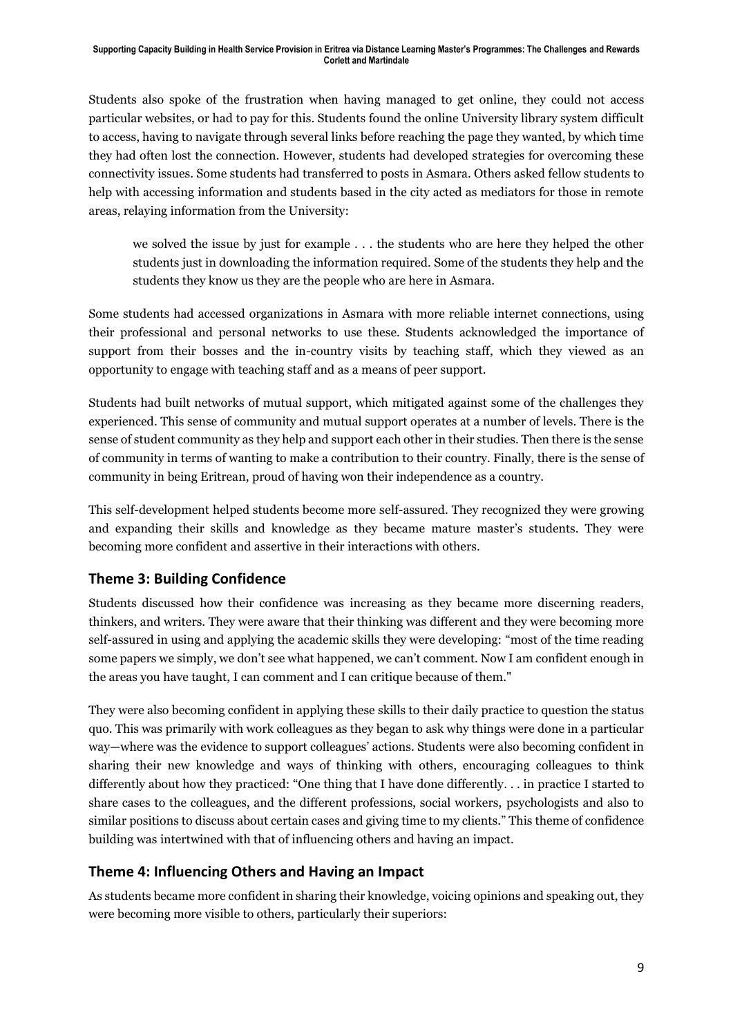Students also spoke of the frustration when having managed to get online, they could not access particular websites, or had to pay for this. Students found the online University library system difficult to access, having to navigate through several links before reaching the page they wanted, by which time they had often lost the connection. However, students had developed strategies for overcoming these connectivity issues. Some students had transferred to posts in Asmara. Others asked fellow students to help with accessing information and students based in the city acted as mediators for those in remote areas, relaying information from the University:

> we solved the issue by just for example . . . the students who are here they helped the other students just in downloading the information required. Some of the students they help and the students they know us they are the people who are here in Asmara.

Some students had accessed organizations in Asmara with more reliable internet connections, using their professional and personal networks to use these. Students acknowledged the importance of support from their bosses and the in-country visits by teaching staff, which they viewed as an opportunity to engage with teaching staff and as a means of peer support.

Students had built networks of mutual support, which mitigated against some of the challenges they experienced. This sense of community and mutual support operates at a number of levels. There is the sense of student community as they help and support each other in their studies. Then there is the sense of community in terms of wanting to make a contribution to their country. Finally, there is the sense of community in being Eritrean, proud of having won their independence as a country.

This self-development helped students become more self-assured. They recognized they were growing and expanding their skills and knowledge as they became mature master's students. They were becoming more confident and assertive in their interactions with others.

## Theme 3: Building Confidence

Students discussed how their confidence was increasing as they became more discerning readers, thinkers, and writers. They were aware that their thinking was different and they were becoming more self-assured in using and applying the academic skills they were developing: "most of the time reading some papers we simply, we don't see what happened, we can't comment. Now I am confident enough in the areas you have taught, I can comment and I can critique because of them."

They were also becoming confident in applying these skills to their daily practice to question the status quo. This was primarily with work colleagues as they began to ask why things were done in a particular way—where was the evidence to support colleagues' actions. Students were also becoming confident in sharing their new knowledge and ways of thinking with others, encouraging colleagues to think differently about how they practiced: "One thing that I have done differently. . . in practice I started to share cases to the colleagues, and the different professions, social workers, psychologists and also to similar positions to discuss about certain cases and giving time to my clients." This theme of confidence building was intertwined with that of influencing others and having an impact.

## Theme 4: Influencing Others and Having an Impact

As students became more confident in sharing their knowledge, voicing opinions and speaking out, they were becoming more visible to others, particularly their superiors: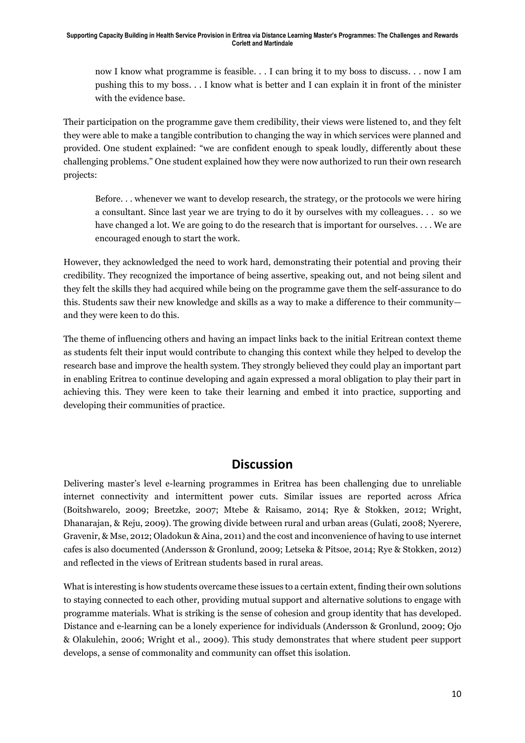> now I know what programme is feasible. . . I can bring it to my boss to discuss. . . now I am pushing this to my boss. . . I know what is better and I can explain it in front of the minister with the evidence base.

Their participation on the programme gave them credibility, their views were listened to, and they felt they were able to make a tangible contribution to changing the way in which services were planned and provided. One student explained: "we are confident enough to speak loudly, differently about these challenging problems." One student explained how they were now authorized to run their own research projects:

> Before. . . whenever we want to develop research, the strategy, or the protocols we were hiring a consultant. Since last year we are trying to do it by ourselves with my colleagues. . . so we have changed a lot. We are going to do the research that is important for ourselves. . . . We are encouraged enough to start the work.

However, they acknowledged the need to work hard, demonstrating their potential and proving their credibility. They recognized the importance of being assertive, speaking out, and not being silent and they felt the skills they had acquired while being on the programme gave them the self-assurance to do this. Students saw their new knowledge and skills as a way to make a difference to their community—and they were keen to do this.

The theme of influencing others and having an impact links back to the initial Eritrean context theme as students felt their input would contribute to changing this context while they helped to develop the research base and improve the health system. They strongly believed they could play an important part in enabling Eritrea to continue developing and again expressed a moral obligation to play their part in achieving this. They were keen to take their learning and embed it into practice, supporting and developing their communities of practice.

## Discussion

Delivering master's level e-learning programmes in Eritrea has been challenging due to unreliable internet connectivity and intermittent power cuts. Similar issues are reported across Africa (Boitshwarelo, 2009; Breetzke, 2007; Mtebe & Raisamo, 2014; Rye & Stokken, 2012; Wright, Dhanarajan, & Reju, 2009). The growing divide between rural and urban areas (Gulati, 2008; Nyerere, Gravenir, & Mse, 2012; Oladokun & Aina, 2011) and the cost and inconvenience of having to use internet cafes is also documented (Andersson & Gronlund, 2009; Letseka & Pitsoe, 2014; Rye & Stokken, 2012) and reflected in the views of Eritrean students based in rural areas.

What is interesting is how students overcame these issues to a certain extent, finding their own solutions to staying connected to each other, providing mutual support and alternative solutions to engage with programme materials. What is striking is the sense of cohesion and group identity that has developed. Distance and e-learning can be a lonely experience for individuals (Andersson & Gronlund, 2009; Ojo & Olakulehin, 2006; Wright et al., 2009). This study demonstrates that where student peer support develops, a sense of commonality and community can offset this isolation.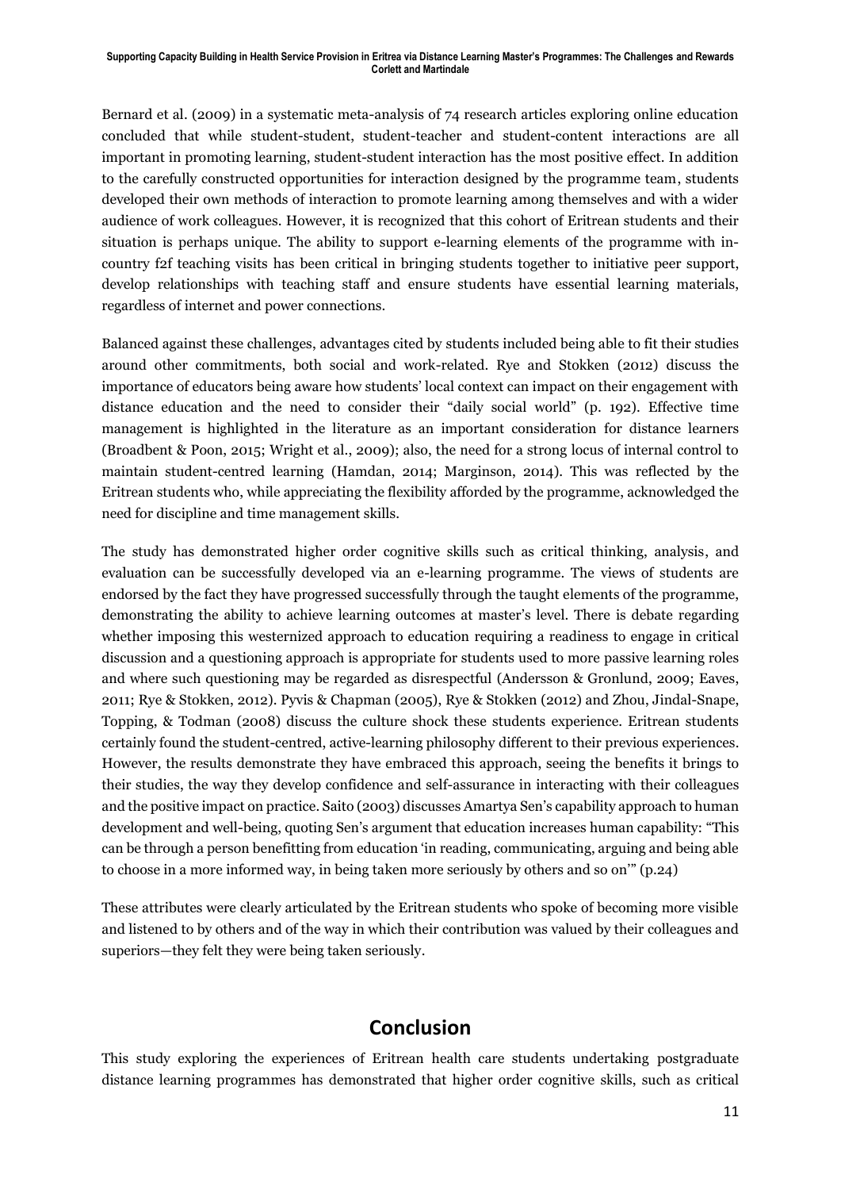Bernard et al. (2009) in a systematic meta-analysis of 74 research articles exploring online education concluded that while student-student, student-teacher and student-content interactions are all important in promoting learning, student-student interaction has the most positive effect. In addition to the carefully constructed opportunities for interaction designed by the programme team, students developed their own methods of interaction to promote learning among themselves and with a wider audience of work colleagues. However, it is recognized that this cohort of Eritrean students and their situation is perhaps unique. The ability to support e-learning elements of the programme with in-country f2f teaching visits has been critical in bringing students together to initiative peer support, develop relationships with teaching staff and ensure students have essential learning materials, regardless of internet and power connections.

Balanced against these challenges, advantages cited by students included being able to fit their studies around other commitments, both social and work-related. Rye and Stokken (2012) discuss the importance of educators being aware how students' local context can impact on their engagement with distance education and the need to consider their "daily social world" (p. 192). Effective time management is highlighted in the literature as an important consideration for distance learners (Broadbent & Poon, 2015; Wright et al., 2009); also, the need for a strong locus of internal control to maintain student-centred learning (Hamdan, 2014; Marginson, 2014). This was reflected by the Eritrean students who, while appreciating the flexibility afforded by the programme, acknowledged the need for discipline and time management skills.

The study has demonstrated higher order cognitive skills such as critical thinking, analysis, and evaluation can be successfully developed via an e-learning programme. The views of students are endorsed by the fact they have progressed successfully through the taught elements of the programme, demonstrating the ability to achieve learning outcomes at master's level. There is debate regarding whether imposing this westernized approach to education requiring a readiness to engage in critical discussion and a questioning approach is appropriate for students used to more passive learning roles and where such questioning may be regarded as disrespectful (Andersson & Gronlund, 2009; Eaves, 2011; Rye & Stokken, 2012). Pyvis & Chapman (2005), Rye & Stokken (2012) and Zhou, Jindal-Snape, Topping, & Todman (2008) discuss the culture shock these students experience. Eritrean students certainly found the student-centred, active-learning philosophy different to their previous experiences. However, the results demonstrate they have embraced this approach, seeing the benefits it brings to their studies, the way they develop confidence and self-assurance in interacting with their colleagues and the positive impact on practice. Saito (2003) discusses Amartya Sen's capability approach to human development and well-being, quoting Sen's argument that education increases human capability: "This can be through a person benefitting from education 'in reading, communicating, arguing and being able to choose in a more informed way, in being taken more seriously by others and so on'" (p.24)

These attributes were clearly articulated by the Eritrean students who spoke of becoming more visible and listened to by others and of the way in which their contribution was valued by their colleagues and superiors—they felt they were being taken seriously.

## Conclusion

This study exploring the experiences of Eritrean health care students undertaking postgraduate distance learning programmes has demonstrated that higher order cognitive skills, such as critical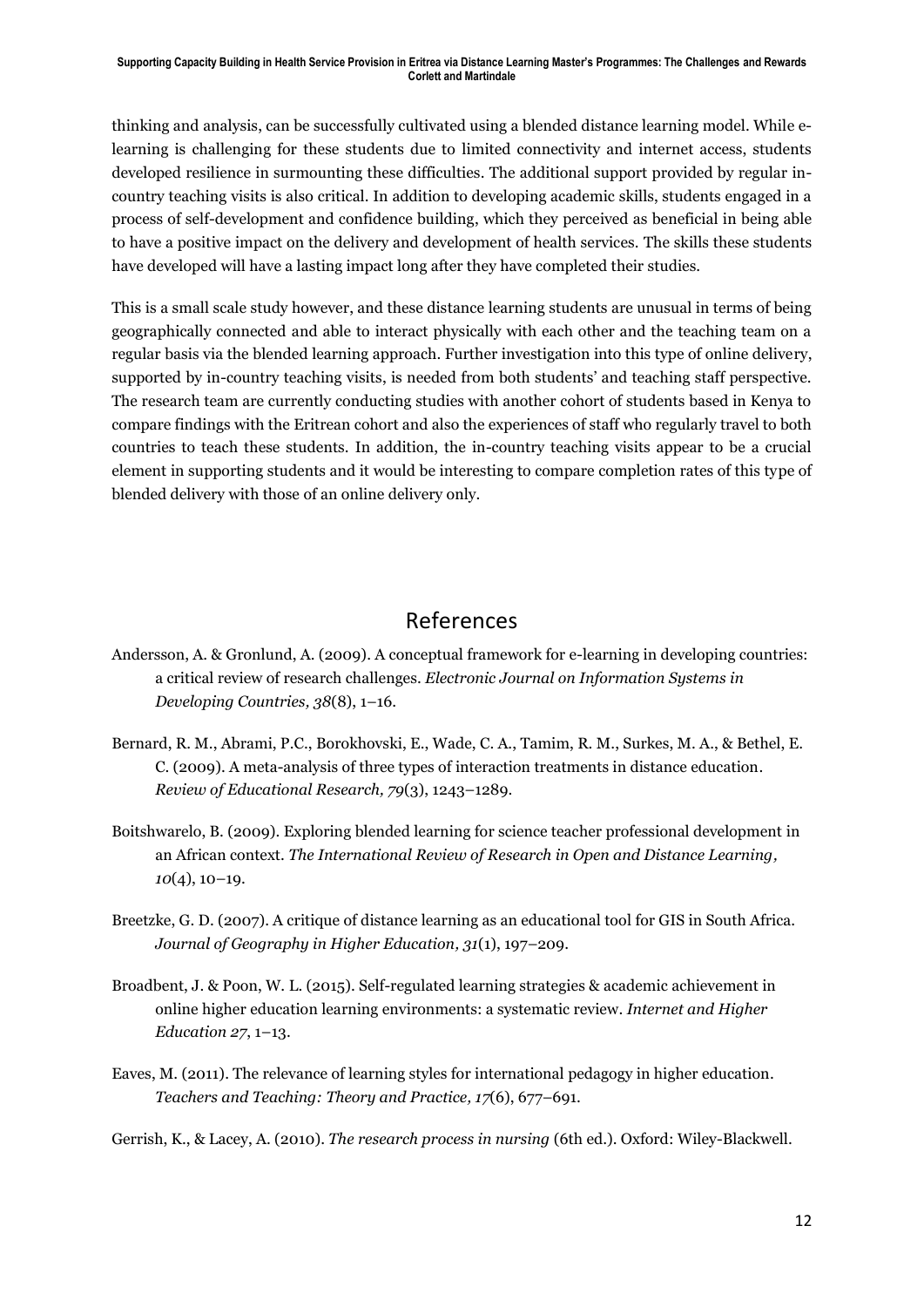thinking and analysis, can be successfully cultivated using a blended distance learning model. While e-learning is challenging for these students due to limited connectivity and internet access, students developed resilience in surmounting these difficulties. The additional support provided by regular in-country teaching visits is also critical. In addition to developing academic skills, students engaged in a process of self-development and confidence building, which they perceived as beneficial in being able to have a positive impact on the delivery and development of health services. The skills these students have developed will have a lasting impact long after they have completed their studies.

This is a small scale study however, and these distance learning students are unusual in terms of being geographically connected and able to interact physically with each other and the teaching team on a regular basis via the blended learning approach. Further investigation into this type of online delivery, supported by in-country teaching visits, is needed from both students' and teaching staff perspective. The research team are currently conducting studies with another cohort of students based in Kenya to compare findings with the Eritrean cohort and also the experiences of staff who regularly travel to both countries to teach these students. In addition, the in-country teaching visits appear to be a crucial element in supporting students and it would be interesting to compare completion rates of this type of blended delivery with those of an online delivery only.

## References

Andersson, A. & Gronlund, A. (2009). A conceptual framework for e-learning in developing countries: a critical review of research challenges. *Electronic Journal on Information Systems in Developing Countries, 38*(8), 1–16.

Bernard, R. M., Abrami, P.C., Borokhovski, E., Wade, C. A., Tamim, R. M., Surkes, M. A., & Bethel, E. C. (2009). A meta-analysis of three types of interaction treatments in distance education. *Review of Educational Research, 79*(3), 1243–1289.

Boitshwarelo, B. (2009). Exploring blended learning for science teacher professional development in an African context. *The International Review of Research in Open and Distance Learning, 10*(4), 10–19.

Breetzke, G. D. (2007). A critique of distance learning as an educational tool for GIS in South Africa. *Journal of Geography in Higher Education, 31*(1), 197–209.

Broadbent, J. & Poon, W. L. (2015). Self-regulated learning strategies & academic achievement in online higher education learning environments: a systematic review. *Internet and Higher Education 27*, 1–13.

Eaves, M. (2011). The relevance of learning styles for international pedagogy in higher education. *Teachers and Teaching: Theory and Practice, 17*(6), 677–691.

Gerrish, K., & Lacey, A. (2010). *The research process in nursing* (6th ed.). Oxford: Wiley-Blackwell.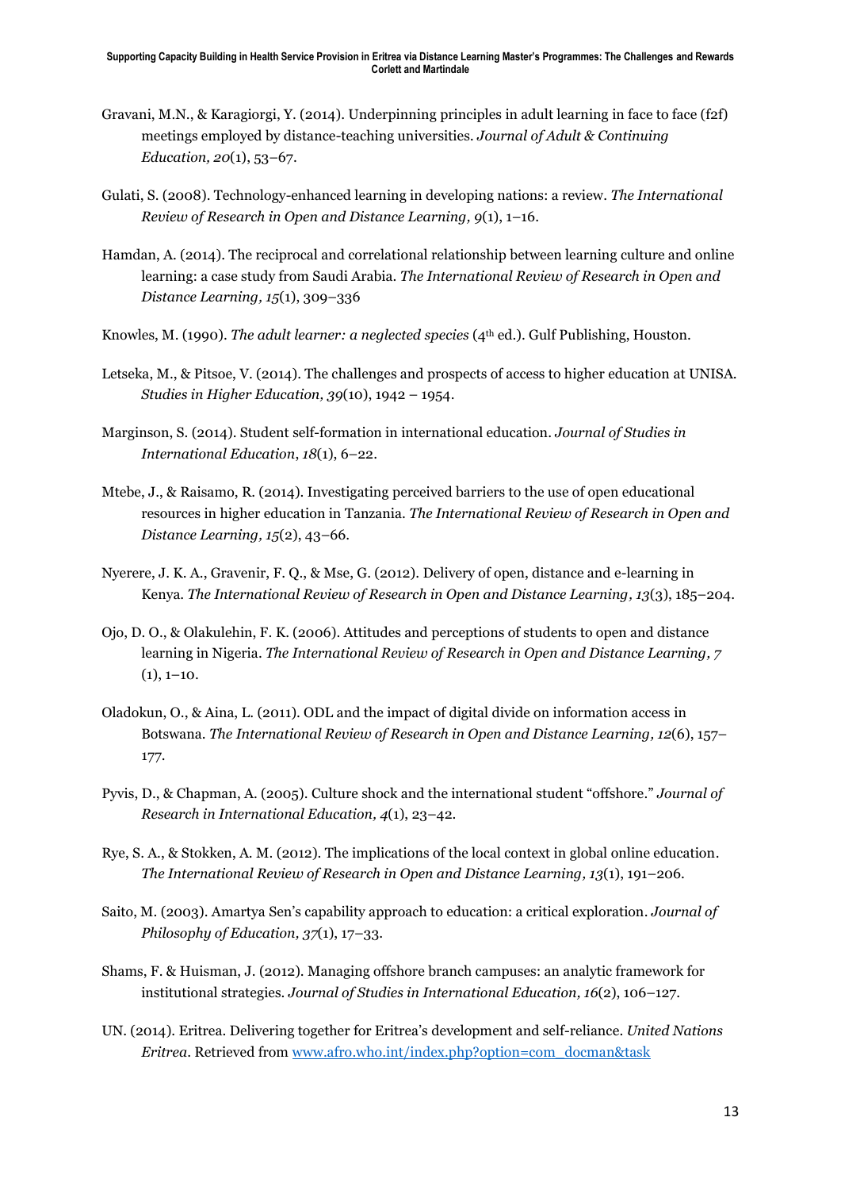Gravani, M.N., & Karagiorgi, Y. (2014). Underpinning principles in adult learning in face to face (f2f) meetings employed by distance-teaching universities. *Journal of Adult & Continuing Education, 20*(1), 53–67.

Gulati, S. (2008). Technology-enhanced learning in developing nations: a review. *The International Review of Research in Open and Distance Learning, 9*(1), 1–16.

Hamdan, A. (2014). The reciprocal and correlational relationship between learning culture and online learning: a case study from Saudi Arabia. *The International Review of Research in Open and Distance Learning, 15*(1), 309–336

Knowles, M. (1990). *The adult learner: a neglected species* (4th ed.). Gulf Publishing, Houston.

Letseka, M., & Pitsoe, V. (2014). The challenges and prospects of access to higher education at UNISA. *Studies in Higher Education, 39*(10), 1942 – 1954.

Marginson, S. (2014). Student self-formation in international education. *Journal of Studies in International Education*, *18*(1), 6–22.

Mtebe, J., & Raisamo, R. (2014). Investigating perceived barriers to the use of open educational resources in higher education in Tanzania. *The International Review of Research in Open and Distance Learning, 15*(2), 43–66.

Nyerere, J. K. A., Gravenir, F. Q., & Mse, G. (2012). Delivery of open, distance and e-learning in Kenya. *The International Review of Research in Open and Distance Learning, 13*(3), 185–204.

Ojo, D. O., & Olakulehin, F. K. (2006). Attitudes and perceptions of students to open and distance learning in Nigeria. *The International Review of Research in Open and Distance Learning, 7* (1), 1–10.

Oladokun, O., & Aina, L. (2011). ODL and the impact of digital divide on information access in Botswana. *The International Review of Research in Open and Distance Learning, 12*(6), 157–177.

Pyvis, D., & Chapman, A. (2005). Culture shock and the international student "offshore." *Journal of Research in International Education, 4*(1), 23–42.

Rye, S. A., & Stokken, A. M. (2012). The implications of the local context in global online education. *The International Review of Research in Open and Distance Learning, 13*(1), 191–206.

Saito, M. (2003). Amartya Sen's capability approach to education: a critical exploration. *Journal of Philosophy of Education, 37*(1), 17–33.

Shams, F. & Huisman, J. (2012). Managing offshore branch campuses: an analytic framework for institutional strategies. *Journal of Studies in International Education, 16*(2), 106–127.

UN. (2014). Eritrea. Delivering together for Eritrea's development and self-reliance. *United Nations Eritrea*. Retrieved from [www.afro.who.int/index.php?option=com_docman&task](www.afro.who.int/index.php?option=com_docman&task)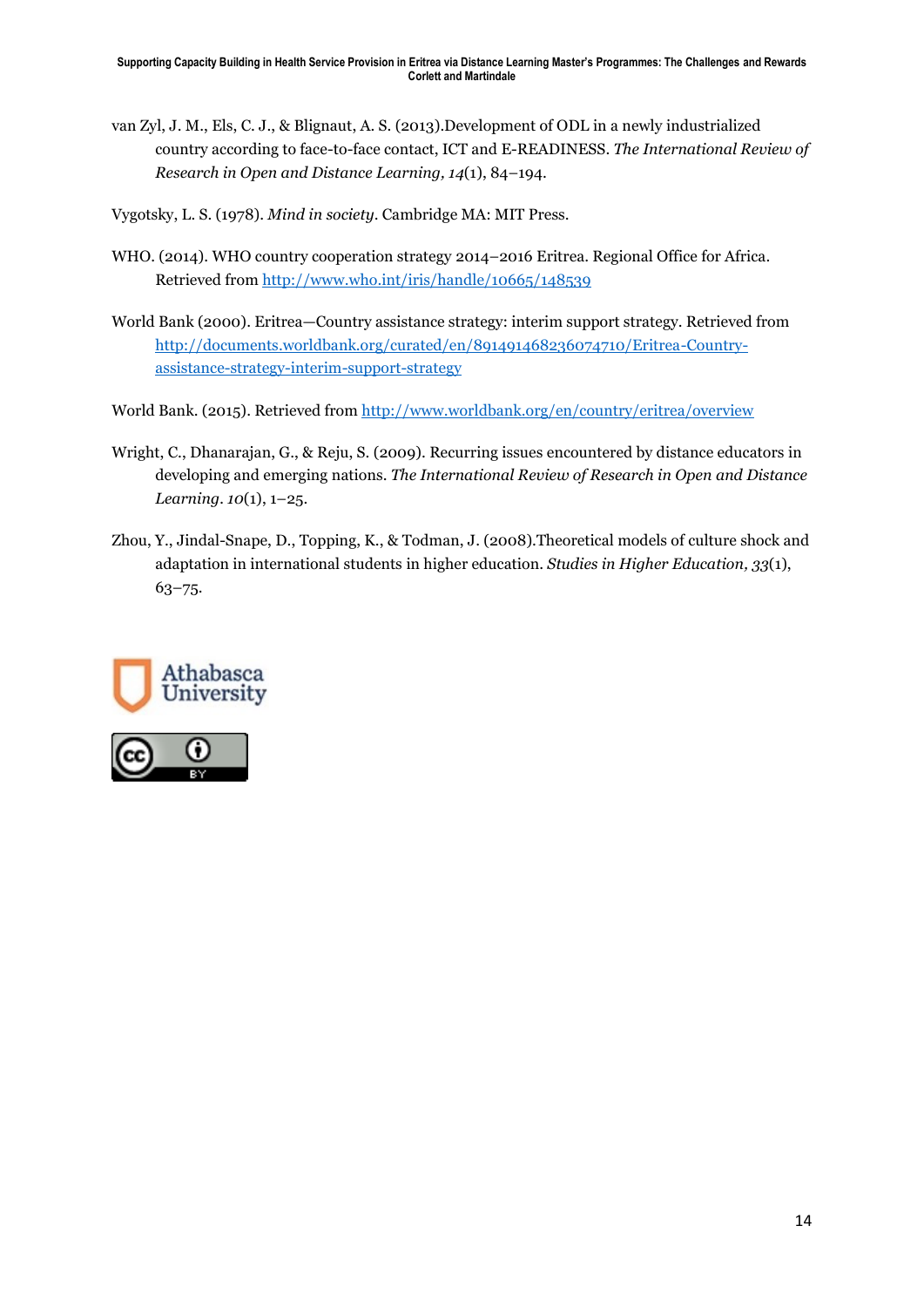van Zyl, J. M., Els, C. J., & Blignaut, A. S. (2013).Development of ODL in a newly industrialized country according to face-to-face contact, ICT and E-READINESS. *The International Review of Research in Open and Distance Learning, 14*(1), 84–194.

Vygotsky, L. S. (1978). *Mind in society*. Cambridge MA: MIT Press.

WHO. (2014). WHO country cooperation strategy 2014–2016 Eritrea. Regional Office for Africa. Retrieved from http://www.who.int/iris/handle/10665/148539

World Bank (2000). Eritrea—Country assistance strategy: interim support strategy. Retrieved from http://documents.worldbank.org/curated/en/891491468236074710/Eritrea-Country-assistance-strategy-interim-support-strategy

World Bank. (2015). Retrieved from http://www.worldbank.org/en/country/eritrea/overview

Wright, C., Dhanarajan, G., & Reju, S. (2009). Recurring issues encountered by distance educators in developing and emerging nations. *The International Review of Research in Open and Distance Learning. 10*(1), 1–25.

Zhou, Y., Jindal-Snape, D., Topping, K., & Todman, J. (2008).Theoretical models of culture shock and adaptation in international students in higher education. *Studies in Higher Education, 33*(1), 63–75.

Athabasca University